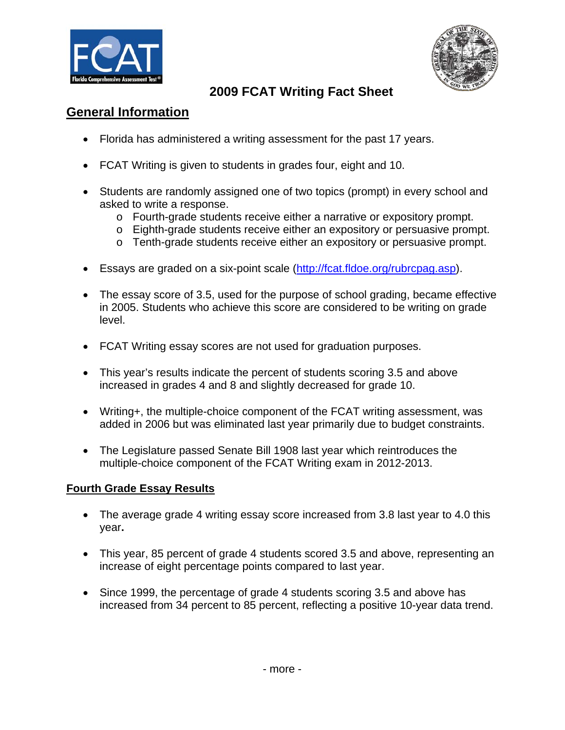# 2009 FCAT Writing Fact Sheet

## General Information

- Florida has administered a writing assessment for the past 17 years.

- FCAT Writing is given to students in grades four, eight and 10.

- Students are randomly assigned one of two topics (prompt) in every school and asked to write a response.
  - Fourth-grade students receive either a narrative or expository prompt.
  - Eighth-grade students receive either an expository or persuasive prompt.
  - Tenth-grade students receive either an expository or persuasive prompt.

- Essays are graded on a six-point scale (http://fcat.fldoe.org/rubrcpag.asp).

- The essay score of 3.5, used for the purpose of school grading, became effective in 2005. Students who achieve this score are considered to be writing on grade level.

- FCAT Writing essay scores are not used for graduation purposes.

- This year's results indicate the percent of students scoring 3.5 and above increased in grades 4 and 8 and slightly decreased for grade 10.

- Writing+, the multiple-choice component of the FCAT writing assessment, was added in 2006 but was eliminated last year primarily due to budget constraints.

- The Legislature passed Senate Bill 1908 last year which reintroduces the multiple-choice component of the FCAT Writing exam in 2012-2013.

### Fourth Grade Essay Results

- The average grade 4 writing essay score increased from 3.8 last year to 4.0 this year**.**

- This year, 85 percent of grade 4 students scored 3.5 and above, representing an increase of eight percentage points compared to last year.

- Since 1999, the percentage of grade 4 students scoring 3.5 and above has increased from 34 percent to 85 percent, reflecting a positive 10-year data trend.

- more -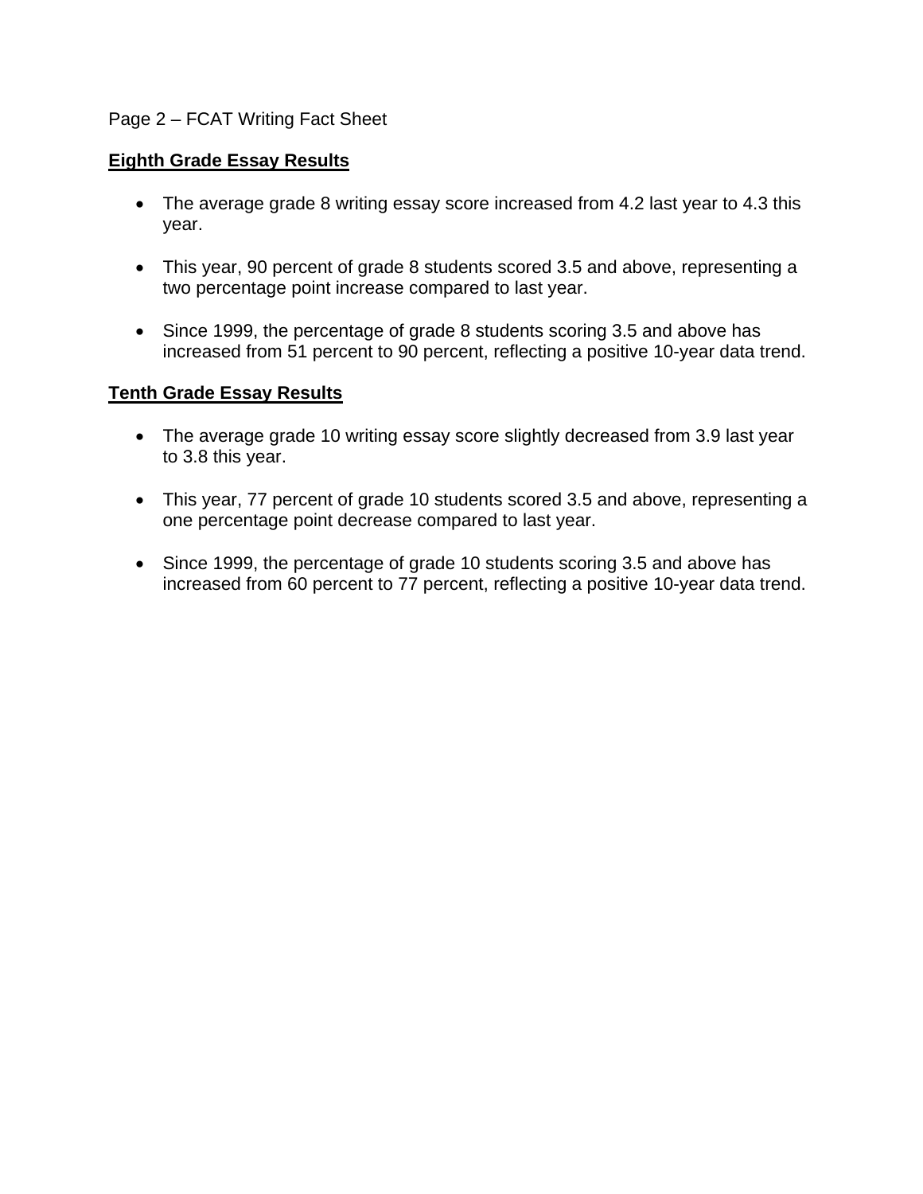## Eighth Grade Essay Results

- The average grade 8 writing essay score increased from 4.2 last year to 4.3 this year.
- This year, 90 percent of grade 8 students scored 3.5 and above, representing a two percentage point increase compared to last year.
- Since 1999, the percentage of grade 8 students scoring 3.5 and above has increased from 51 percent to 90 percent, reflecting a positive 10-year data trend.

## Tenth Grade Essay Results

- The average grade 10 writing essay score slightly decreased from 3.9 last year to 3.8 this year.
- This year, 77 percent of grade 10 students scored 3.5 and above, representing a one percentage point decrease compared to last year.
- Since 1999, the percentage of grade 10 students scoring 3.5 and above has increased from 60 percent to 77 percent, reflecting a positive 10-year data trend.